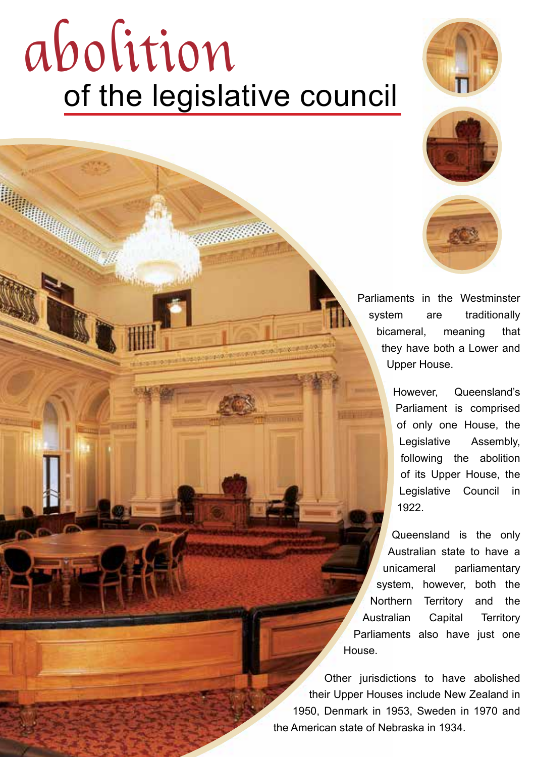# abolition of the legislative council

Parliaments in the Westminster system are traditionally bicameral, meaning that they have both a Lower and Upper House.

However, Queensland's Parliament is comprised of only one House, the Legislative Assembly, following the abolition of its Upper House, the Legislative Council in 1922.

Queensland is the only Australian state to have a unicameral parliamentary system, however, both the Northern Territory and the Australian Capital Territory Parliaments also have just one House.

Other jurisdictions to have abolished their Upper Houses include New Zealand in 1950, Denmark in 1953, Sweden in 1970 and the American state of Nebraska in 1934.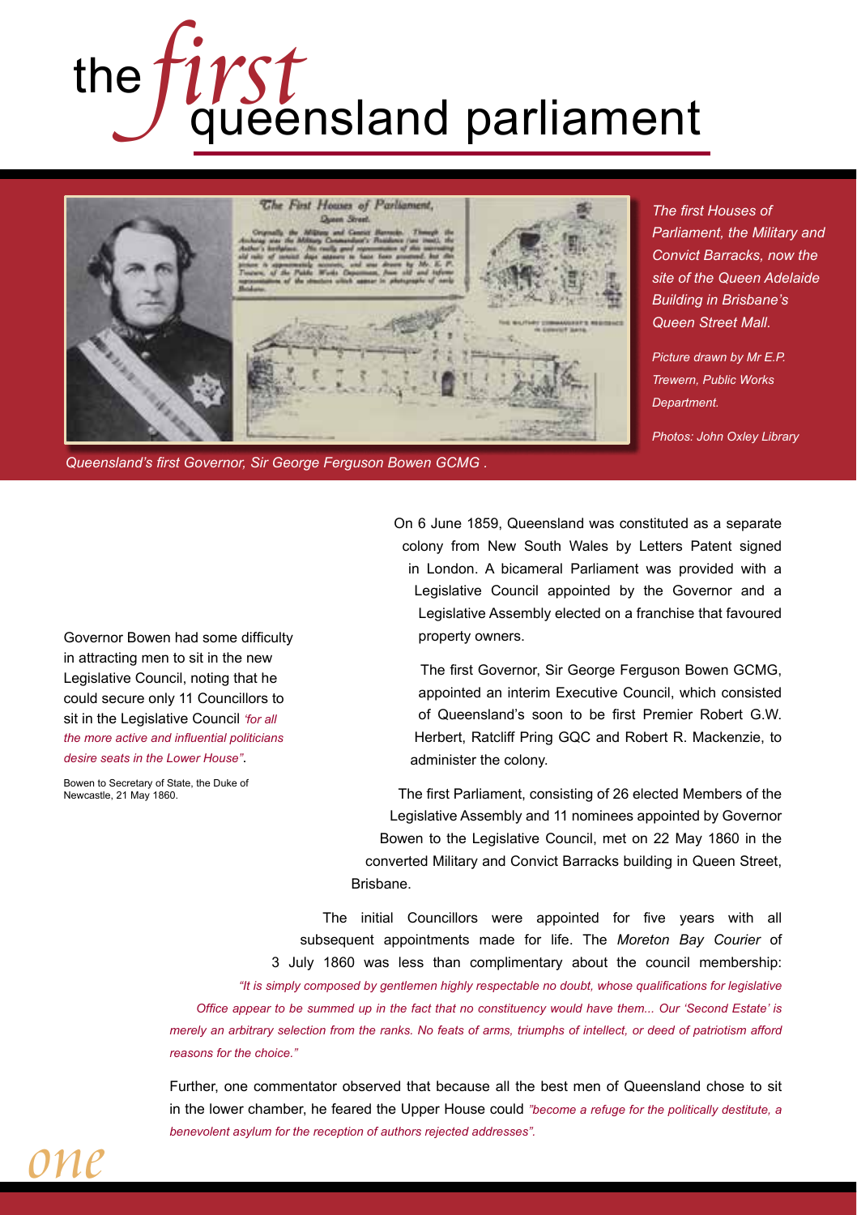# the *first* queensland parliament

*The first Houses of Parliament, the Military and Convict Barracks, now the site of the Queen Adelaide Building in Brisbane's Queen Street Mall.*

*Picture drawn by Mr E.P. Trewern, Public Works Department.*

*Photos: John Oxley Library*

*Queensland's first Governor, Sir George Ferguson Bowen GCMG .*

On 6 June 1859, Queensland was constituted as a separate colony from New South Wales by Letters Patent signed in London. A bicameral Parliament was provided with a Legislative Council appointed by the Governor and a Legislative Assembly elected on a franchise that favoured property owners.

The first Governor, Sir George Ferguson Bowen GCMG, appointed an interim Executive Council, which consisted of Queensland's soon to be first Premier Robert G.W. Herbert, Ratcliff Pring GQC and Robert R. Mackenzie, to administer the colony.

The first Parliament, consisting of 26 elected Members of the Legislative Assembly and 11 nominees appointed by Governor Bowen to the Legislative Council, met on 22 May 1860 in the converted Military and Convict Barracks building in Queen Street, Brisbane.

Governor Bowen had some difficulty in attracting men to sit in the new Legislative Council, noting that he could secure only 11 Councillors to sit in the Legislative Council *'for all the more active and influential politicians desire seats in the Lower House"*.

Bowen to Secretary of State, the Duke of Newcastle, 21 May 1860.

The initial Councillors were appointed for five years with all subsequent appointments made for life. The *Moreton Bay Courier* of 3 July 1860 was less than complimentary about the council membership: *"It is simply composed by gentlemen highly respectable no doubt, whose qualifications for legislative Office appear to be summed up in the fact that no constituency would have them... Our 'Second Estate' is merely an arbitrary selection from the ranks. No feats of arms, triumphs of intellect, or deed of patriotism afford reasons for the choice."*

Further, one commentator observed that because all the best men of Queensland chose to sit in the lower chamber, he feared the Upper House could *"become a refuge for the politically destitute, a benevolent asylum for the reception of authors rejected addresses".*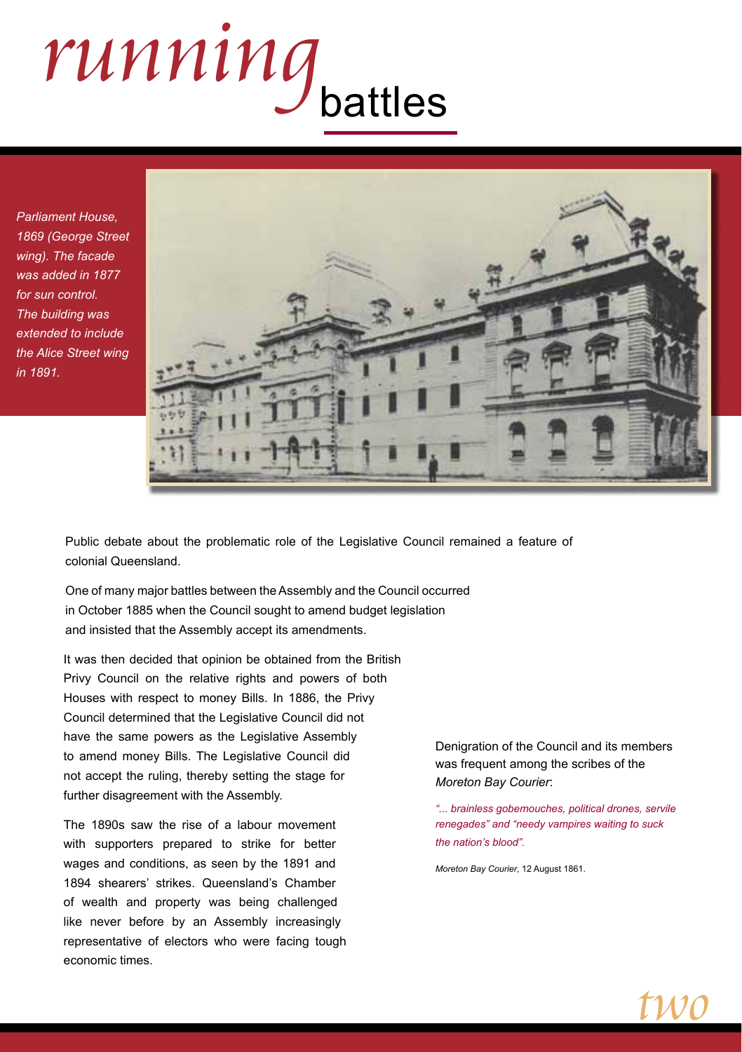# *running* battles

*Parliament House, 1869 (George Street wing). The facade was added in 1877 for sun control. The building was extended to include the Alice Street wing in 1891.*

Public debate about the problematic role of the Legislative Council remained a feature of colonial Queensland.

One of many major battles between the Assembly and the Council occurred in October 1885 when the Council sought to amend budget legislation and insisted that the Assembly accept its amendments.

It was then decided that opinion be obtained from the British Privy Council on the relative rights and powers of both Houses with respect to money Bills. In 1886, the Privy Council determined that the Legislative Council did not have the same powers as the Legislative Assembly to amend money Bills. The Legislative Council did not accept the ruling, thereby setting the stage for further disagreement with the Assembly.

The 1890s saw the rise of a labour movement with supporters prepared to strike for better wages and conditions, as seen by the 1891 and 1894 shearers' strikes. Queensland's Chamber of wealth and property was being challenged like never before by an Assembly increasingly representative of electors who were facing tough economic times.

Denigration of the Council and its members was frequent among the scribes of the *Moreton Bay Courier*:

*"... brainless gobemouches, political drones, servile renegades" and "needy vampires waiting to suck the nation's blood".*

*Moreton Bay Courier*, 12 August 1861.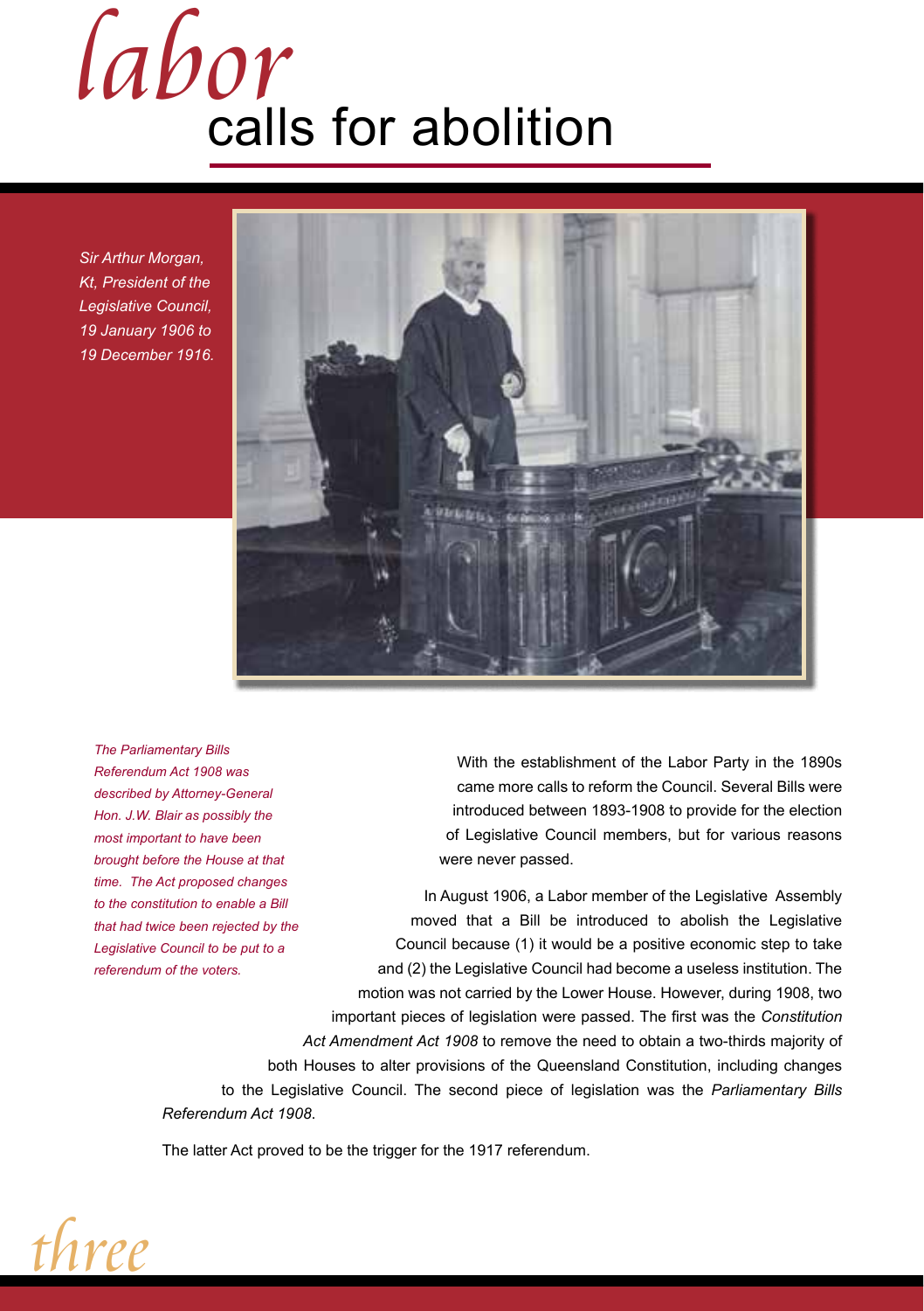# *labor* calls for abolition

*Sir Arthur Morgan, Kt, President of the Legislative Council, 19 January 1906 to 19 December 1916.*

*The Parliamentary Bills Referendum Act 1908 was described by Attorney-General Hon. J.W. Blair as possibly the most important to have been brought before the House at that time. The Act proposed changes to the constitution to enable a Bill that had twice been rejected by the Legislative Council to be put to a referendum of the voters.*

With the establishment of the Labor Party in the 1890s came more calls to reform the Council. Several Bills were introduced between 1893-1908 to provide for the election of Legislative Council members, but for various reasons were never passed.

In August 1906, a Labor member of the Legislative Assembly moved that a Bill be introduced to abolish the Legislative Council because (1) it would be a positive economic step to take and (2) the Legislative Council had become a useless institution. The motion was not carried by the Lower House. However, during 1908, two important pieces of legislation were passed. The first was the *Constitution Act Amendment Act 1908* to remove the need to obtain a two-thirds majority of both Houses to alter provisions of the Queensland Constitution, including changes to the Legislative Council. The second piece of legislation was the *Parliamentary Bills Referendum Act 1908*.

The latter Act proved to be the trigger for the 1917 referendum.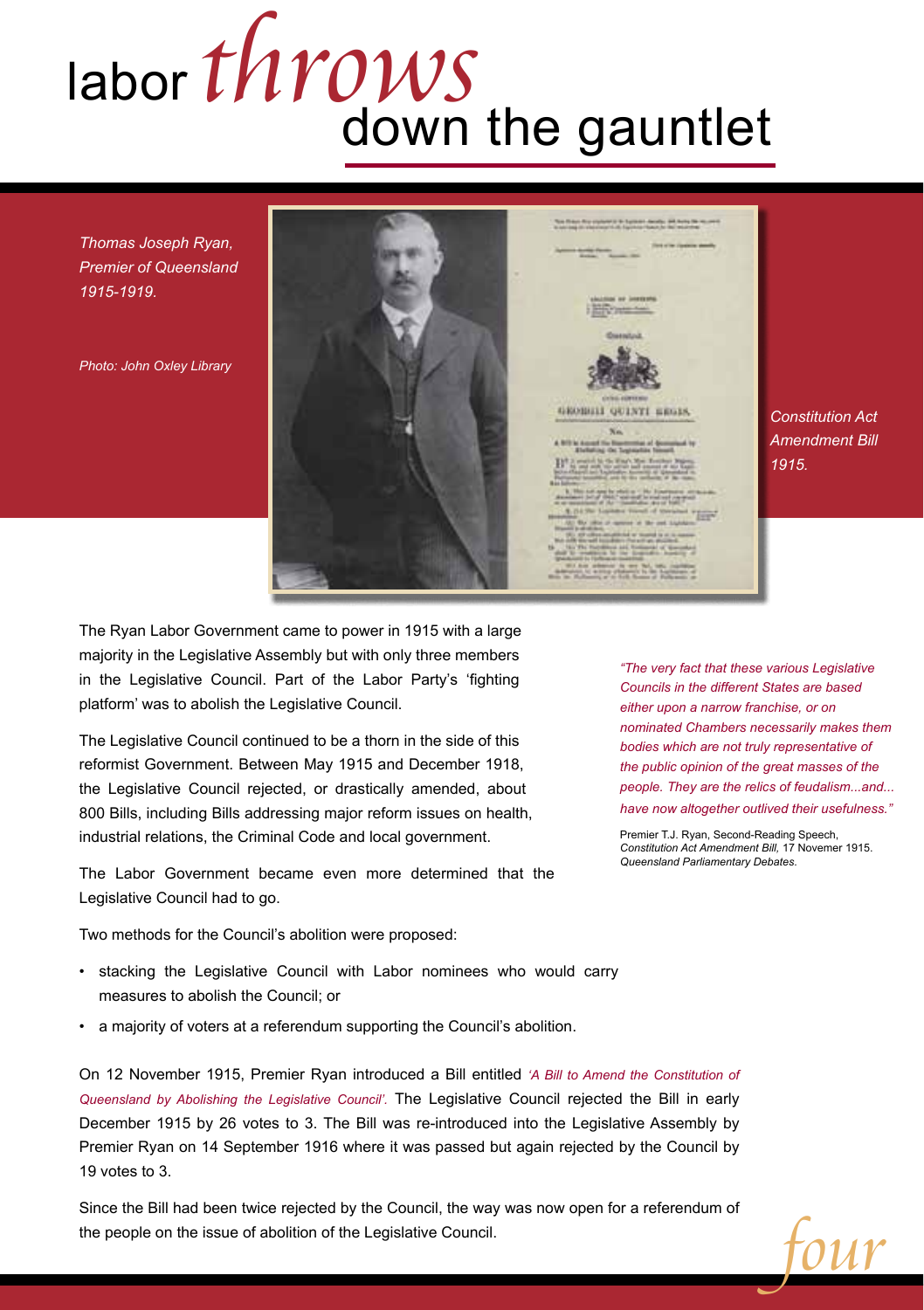# labor *throws* down the gauntlet

*Thomas Joseph Ryan, Premier of Queensland 1915-1919.*

*Photo: John Oxley Library*

*Constitution Act Amendment Bill 1915.*

The Ryan Labor Government came to power in 1915 with a large majority in the Legislative Assembly but with only three members in the Legislative Council. Part of the Labor Party's 'fighting platform' was to abolish the Legislative Council.

The Legislative Council continued to be a thorn in the side of this reformist Government. Between May 1915 and December 1918, the Legislative Council rejected, or drastically amended, about 800 Bills, including Bills addressing major reform issues on health, industrial relations, the Criminal Code and local government.

The Labor Government became even more determined that the Legislative Council had to go.

*"The very fact that these various Legislative Councils in the different States are based either upon a narrow franchise, or on nominated Chambers necessarily makes them bodies which are not truly representative of the public opinion of the great masses of the people. They are the relics of feudalism...and... have now altogether outlived their usefulness."*

Premier T.J. Ryan, Second-Reading Speech, *Constitution Act Amendment Bill,* 17 Novemer 1915. *Queensland Parliamentary Debates.*

Two methods for the Council's abolition were proposed:

- stacking the Legislative Council with Labor nominees who would carry measures to abolish the Council; or
- a majority of voters at a referendum supporting the Council's abolition.

On 12 November 1915, Premier Ryan introduced a Bill entitled *'A Bill to Amend the Constitution of Queensland by Abolishing the Legislative Council'.* The Legislative Council rejected the Bill in early December 1915 by 26 votes to 3. The Bill was re-introduced into the Legislative Assembly by Premier Ryan on 14 September 1916 where it was passed but again rejected by the Council by 19 votes to 3.

Since the Bill had been twice rejected by the Council, the way was now open for a referendum of the people on the issue of abolition of the Legislative Council.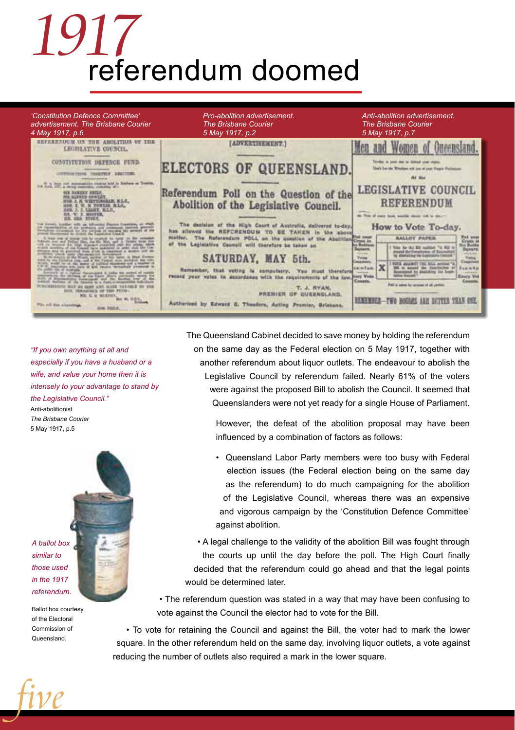# 1917 referendum doomed

*'Constitution Defence Committee' advertisement. The Brisbane Courier 4 May 1917, p.6*

*Pro-abolition advertisement. The Brisbane Courier 5 May 1917, p.2*

*Anti-abolition advertisement. The Brisbane Courier 5 May 1917, p.7*

*"If you own anything at all and especially if you have a husband or a wife, and value your home then it is intensely to your advantage to stand by the Legislative Council."*
Anti-abolitionist
*The Brisbane Courier*
5 May 1917, p.5

*A ballot box similar to those used in the 1917 referendum.*

Ballot box courtesy of the Electoral Commission of Queensland.

The Queensland Cabinet decided to save money by holding the referendum on the same day as the Federal election on 5 May 1917, together with another referendum about liquor outlets. The endeavour to abolish the Legislative Council by referendum failed. Nearly 61% of the voters were against the proposed Bill to abolish the Council. It seemed that Queenslanders were not yet ready for a single House of Parliament.

However, the defeat of the abolition proposal may have been influenced by a combination of factors as follows:

- Queensland Labor Party members were too busy with Federal election issues (the Federal election being on the same day as the referendum) to do much campaigning for the abolition of the Legislative Council, whereas there was an expensive and vigorous campaign by the 'Constitution Defence Committee' against abolition.
- A legal challenge to the validity of the abolition Bill was fought through the courts up until the day before the poll. The High Court finally decided that the referendum could go ahead and that the legal points would be determined later.
- The referendum question was stated in a way that may have been confusing to vote against the Council the elector had to vote for the Bill.
- To vote for retaining the Council and against the Bill, the voter had to mark the lower square. In the other referendum held on the same day, involving liquor outlets, a vote against reducing the number of outlets also required a mark in the lower square.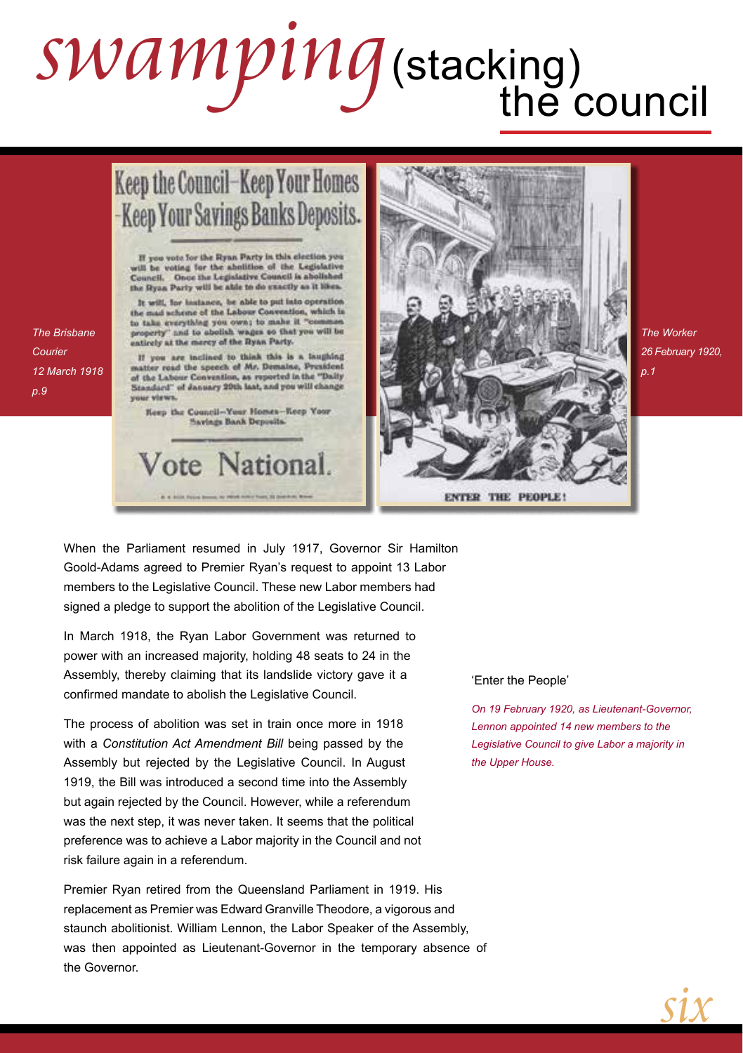# *swamping* (stacking) the council

*The Brisbane Courier 12 March 1918 p.9*

Keep the Council–Keep Your Homes –Keep Your Savings Banks Deposits.

If you vote for the Ryan Party in this election you will be voting for the abolition of the Legislative Council. Once the Legislative Council is abolished the Ryan Party will be able to do exactly as it likes.

It will, for instance, be able to put into operation the mad scheme of the Labour Convention, which is to take everything you own; to make it "common property" and to abolish wages so that you will be entirely at the mercy of the Ryan Party.

If you are inclined to think this is a laughing matter read the speech of Mr. Demaine, President of the Labour Convention, as reported in the "Daily Standard" of January 29th last, and you will change your views.

Keep the Council–Your Homes–Keep Your Savings Bank Deposits.

Vote National.

*The Worker 26 February 1920, p.1*

ENTER THE PEOPLE!

When the Parliament resumed in July 1917, Governor Sir Hamilton Goold-Adams agreed to Premier Ryan's request to appoint 13 Labor members to the Legislative Council. These new Labor members had signed a pledge to support the abolition of the Legislative Council.

In March 1918, the Ryan Labor Government was returned to power with an increased majority, holding 48 seats to 24 in the Assembly, thereby claiming that its landslide victory gave it a confirmed mandate to abolish the Legislative Council.

The process of abolition was set in train once more in 1918 with a *Constitution Act Amendment Bill* being passed by the Assembly but rejected by the Legislative Council. In August 1919, the Bill was introduced a second time into the Assembly but again rejected by the Council. However, while a referendum was the next step, it was never taken. It seems that the political preference was to achieve a Labor majority in the Council and not risk failure again in a referendum.

Premier Ryan retired from the Queensland Parliament in 1919. His replacement as Premier was Edward Granville Theodore, a vigorous and staunch abolitionist. William Lennon, the Labor Speaker of the Assembly, was then appointed as Lieutenant-Governor in the temporary absence of the Governor.

'Enter the People'

*On 19 February 1920, as Lieutenant-Governor, Lennon appointed 14 new members to the Legislative Council to give Labor a majority in the Upper House.*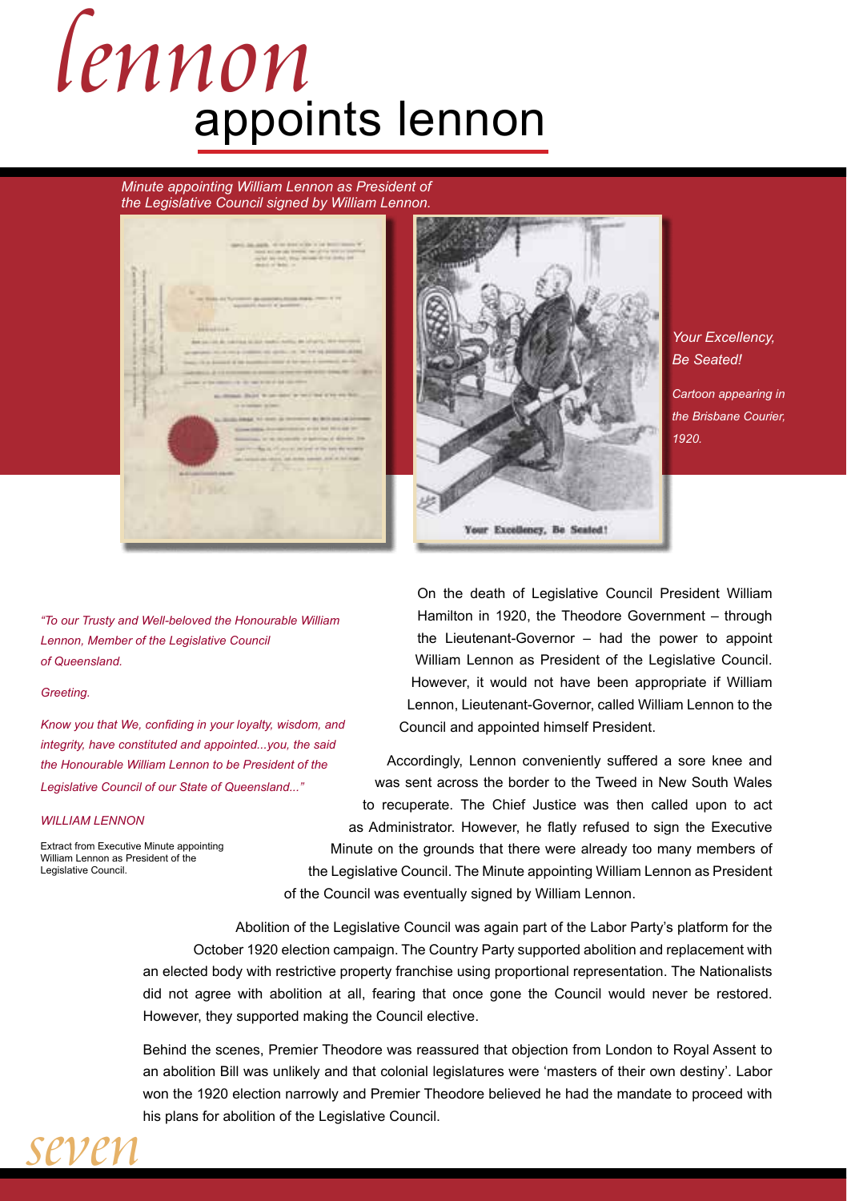# *lennon* appoints lennon

*Minute appointing William Lennon as President of the Legislative Council signed by William Lennon.*

*Your Excellency, Be Seated!*

*Cartoon appearing in the Brisbane Courier, 1920.*

*"To our Trusty and Well-beloved the Honourable William Lennon, Member of the Legislative Council of Queensland.*

*Greeting.*

*Know you that We, confiding in your loyalty, wisdom, and integrity, have constituted and appointed...you, the said the Honourable William Lennon to be President of the Legislative Council of our State of Queensland..."*

*WILLIAM LENNON*

Extract from Executive Minute appointing William Lennon as President of the Legislative Council.

On the death of Legislative Council President William Hamilton in 1920, the Theodore Government – through the Lieutenant-Governor – had the power to appoint William Lennon as President of the Legislative Council. However, it would not have been appropriate if William Lennon, Lieutenant-Governor, called William Lennon to the Council and appointed himself President.

Accordingly, Lennon conveniently suffered a sore knee and was sent across the border to the Tweed in New South Wales to recuperate. The Chief Justice was then called upon to act as Administrator. However, he flatly refused to sign the Executive Minute on the grounds that there were already too many members of the Legislative Council. The Minute appointing William Lennon as President of the Council was eventually signed by William Lennon.

Abolition of the Legislative Council was again part of the Labor Party's platform for the October 1920 election campaign. The Country Party supported abolition and replacement with an elected body with restrictive property franchise using proportional representation. The Nationalists did not agree with abolition at all, fearing that once gone the Council would never be restored. However, they supported making the Council elective.

Behind the scenes, Premier Theodore was reassured that objection from London to Royal Assent to an abolition Bill was unlikely and that colonial legislatures were 'masters of their own destiny'. Labor won the 1920 election narrowly and Premier Theodore believed he had the mandate to proceed with his plans for abolition of the Legislative Council.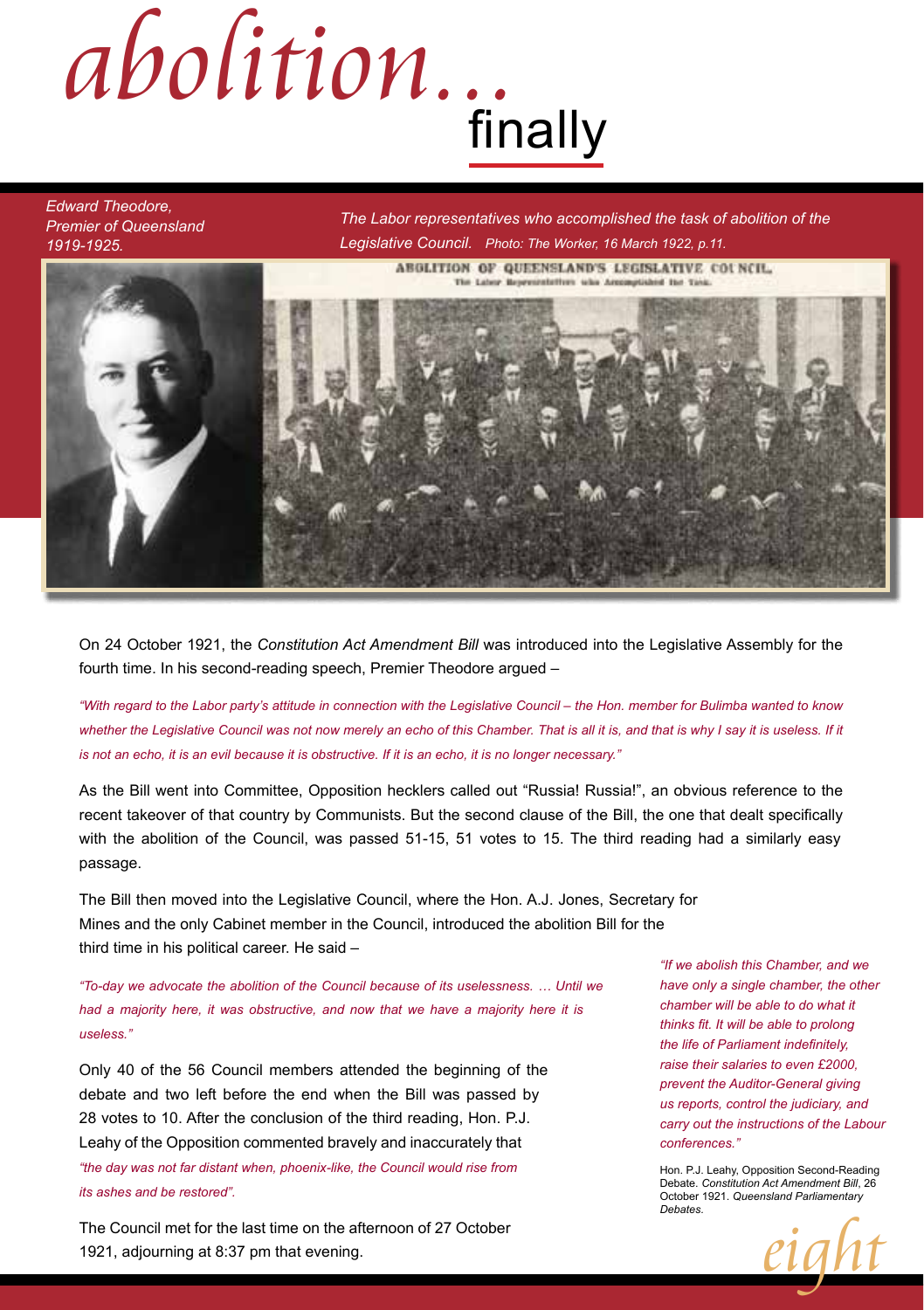# abolition... finally

*Edward Theodore, Premier of Queensland 1919-1925.*

*The Labor representatives who accomplished the task of abolition of the Legislative Council. Photo: The Worker, 16 March 1922, p.11.*

On 24 October 1921, the *Constitution Act Amendment Bill* was introduced into the Legislative Assembly for the fourth time. In his second-reading speech, Premier Theodore argued –

*"With regard to the Labor party's attitude in connection with the Legislative Council – the Hon. member for Bulimba wanted to know whether the Legislative Council was not now merely an echo of this Chamber. That is all it is, and that is why I say it is useless. If it is not an echo, it is an evil because it is obstructive. If it is an echo, it is no longer necessary."*

As the Bill went into Committee, Opposition hecklers called out "Russia! Russia!", an obvious reference to the recent takeover of that country by Communists. But the second clause of the Bill, the one that dealt specifically with the abolition of the Council, was passed 51-15, 51 votes to 15. The third reading had a similarly easy passage.

The Bill then moved into the Legislative Council, where the Hon. A.J. Jones, Secretary for Mines and the only Cabinet member in the Council, introduced the abolition Bill for the third time in his political career. He said –

*"To-day we advocate the abolition of the Council because of its uselessness. … Until we had a majority here, it was obstructive, and now that we have a majority here it is useless."*

Only 40 of the 56 Council members attended the beginning of the debate and two left before the end when the Bill was passed by 28 votes to 10. After the conclusion of the third reading, Hon. P.J. Leahy of the Opposition commented bravely and inaccurately that *"the day was not far distant when, phoenix-like, the Council would rise from its ashes and be restored".*

The Council met for the last time on the afternoon of 27 October 1921, adjourning at 8:37 pm that evening.

*"If we abolish this Chamber, and we have only a single chamber, the other chamber will be able to do what it thinks fit. It will be able to prolong the life of Parliament indefinitely, raise their salaries to even £2000, prevent the Auditor-General giving us reports, control the judiciary, and carry out the instructions of the Labour conferences."*

Hon. P.J. Leahy, Opposition Second-Reading Debate. *Constitution Act Amendment Bill*, 26 October 1921. *Queensland Parliamentary Debates.*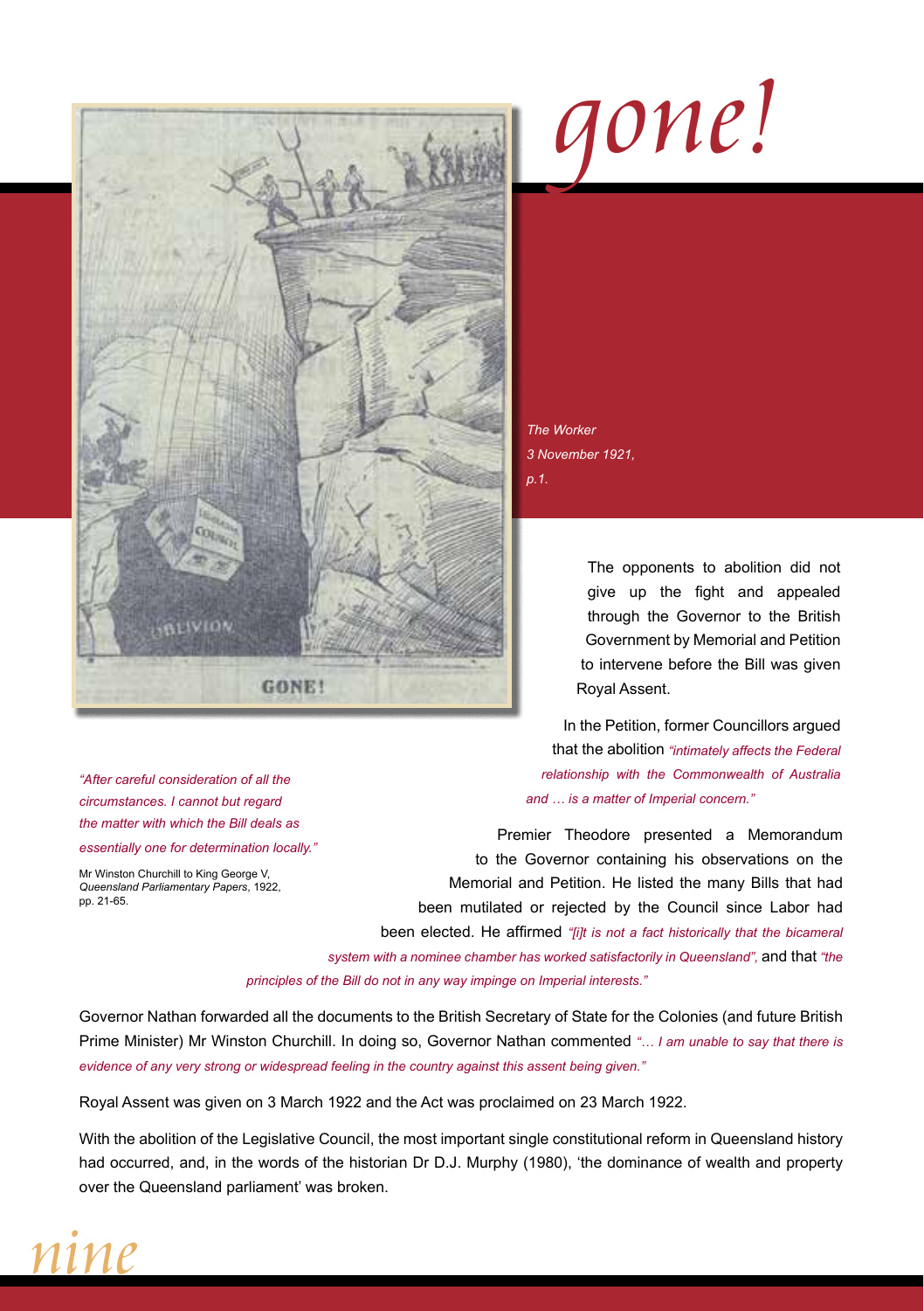# gone!

*The Worker*
*3 November 1921,*
*p.1.*

*"After careful consideration of all the circumstances. I cannot but regard the matter with which the Bill deals as essentially one for determination locally."*

Mr Winston Churchill to King George V, *Queensland Parliamentary Papers*, 1922, pp. 21-65.

The opponents to abolition did not give up the fight and appealed through the Governor to the British Government by Memorial and Petition to intervene before the Bill was given Royal Assent.

In the Petition, former Councillors argued that the abolition *"intimately affects the Federal relationship with the Commonwealth of Australia and … is a matter of Imperial concern."*

Premier Theodore presented a Memorandum to the Governor containing his observations on the Memorial and Petition. He listed the many Bills that had been mutilated or rejected by the Council since Labor had been elected. He affirmed *"[i]t is not a fact historically that the bicameral system with a nominee chamber has worked satisfactorily in Queensland"*, and that *"the principles of the Bill do not in any way impinge on Imperial interests."*

Governor Nathan forwarded all the documents to the British Secretary of State for the Colonies (and future British Prime Minister) Mr Winston Churchill. In doing so, Governor Nathan commented *"… I am unable to say that there is evidence of any very strong or widespread feeling in the country against this assent being given."*

Royal Assent was given on 3 March 1922 and the Act was proclaimed on 23 March 1922.

With the abolition of the Legislative Council, the most important single constitutional reform in Queensland history had occurred, and, in the words of the historian Dr D.J. Murphy (1980), 'the dominance of wealth and property over the Queensland parliament' was broken.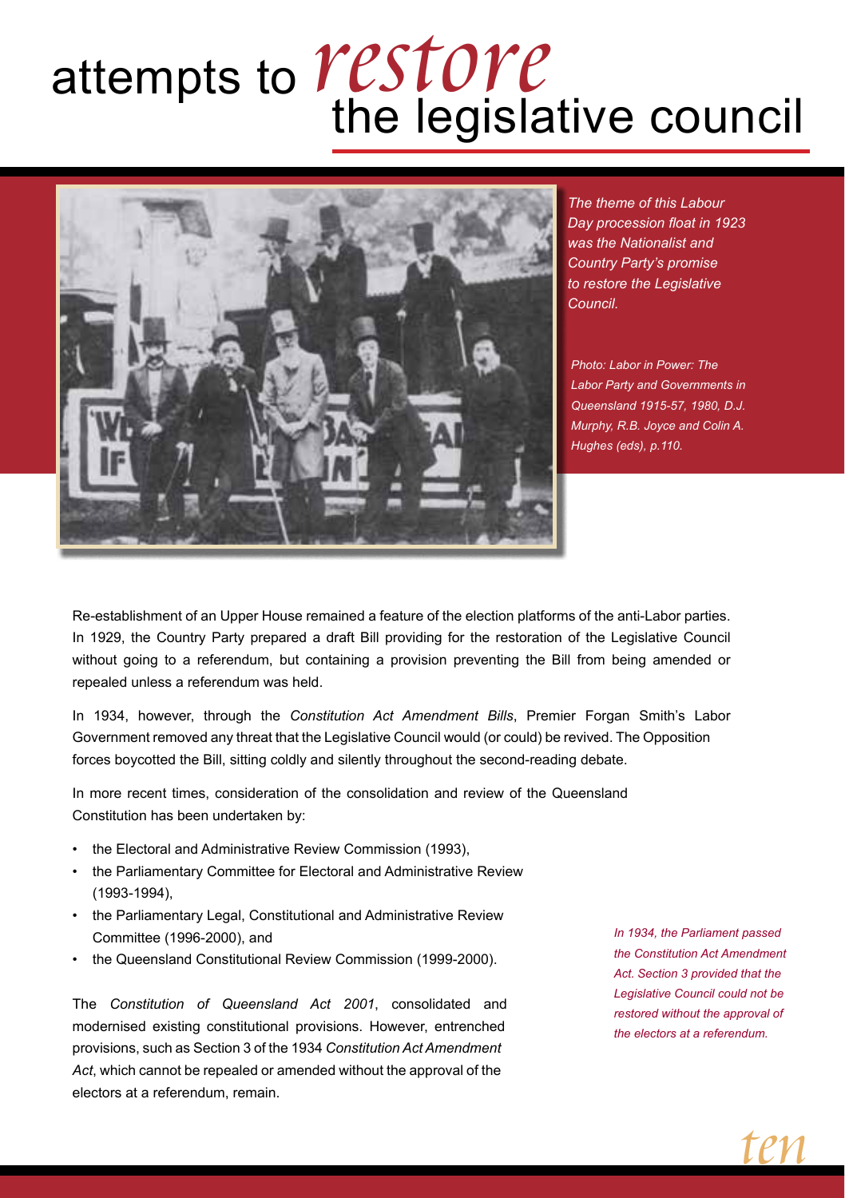# attempts to *restore* the legislative council

*The theme of this Labour Day procession float in 1923 was the Nationalist and Country Party's promise to restore the Legislative Council.*

*Photo: Labor in Power: The Labor Party and Governments in Queensland 1915-57, 1980, D.J. Murphy, R.B. Joyce and Colin A. Hughes (eds), p.110.*

Re-establishment of an Upper House remained a feature of the election platforms of the anti-Labor parties. In 1929, the Country Party prepared a draft Bill providing for the restoration of the Legislative Council without going to a referendum, but containing a provision preventing the Bill from being amended or repealed unless a referendum was held.

In 1934, however, through the *Constitution Act Amendment Bills*, Premier Forgan Smith's Labor Government removed any threat that the Legislative Council would (or could) be revived. The Opposition forces boycotted the Bill, sitting coldly and silently throughout the second-reading debate.

In more recent times, consideration of the consolidation and review of the Queensland Constitution has been undertaken by:

- the Electoral and Administrative Review Commission (1993),
- the Parliamentary Committee for Electoral and Administrative Review (1993-1994),
- the Parliamentary Legal, Constitutional and Administrative Review Committee (1996-2000), and
- the Queensland Constitutional Review Commission (1999-2000).

The *Constitution of Queensland Act 2001*, consolidated and modernised existing constitutional provisions. However, entrenched provisions, such as Section 3 of the 1934 *Constitution Act Amendment Act*, which cannot be repealed or amended without the approval of the electors at a referendum, remain.

*In 1934, the Parliament passed the Constitution Act Amendment Act. Section 3 provided that the Legislative Council could not be restored without the approval of the electors at a referendum.*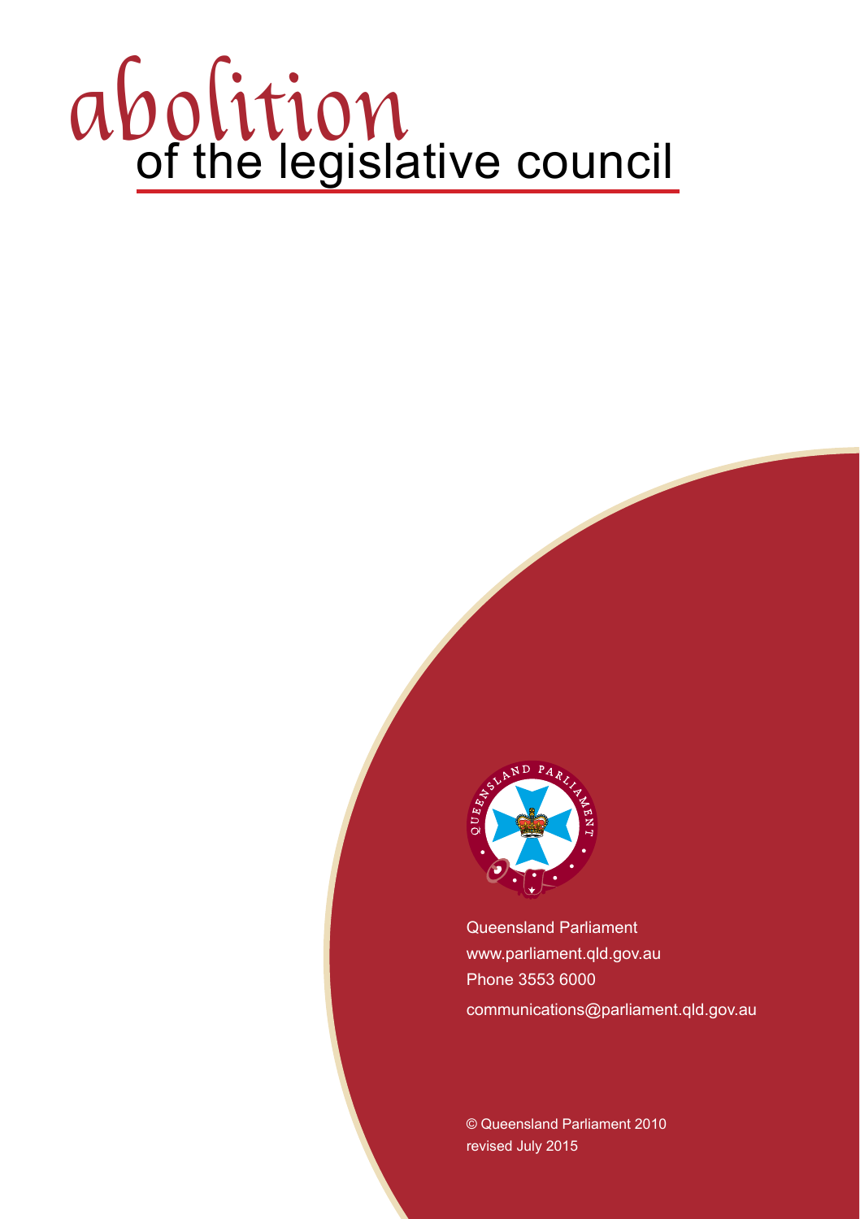# abolition of the legislative council

Queensland Parliament
www.parliament.qld.gov.au
Phone 3553 6000
communications@parliament.qld.gov.au

© Queensland Parliament 2010
revised July 2015